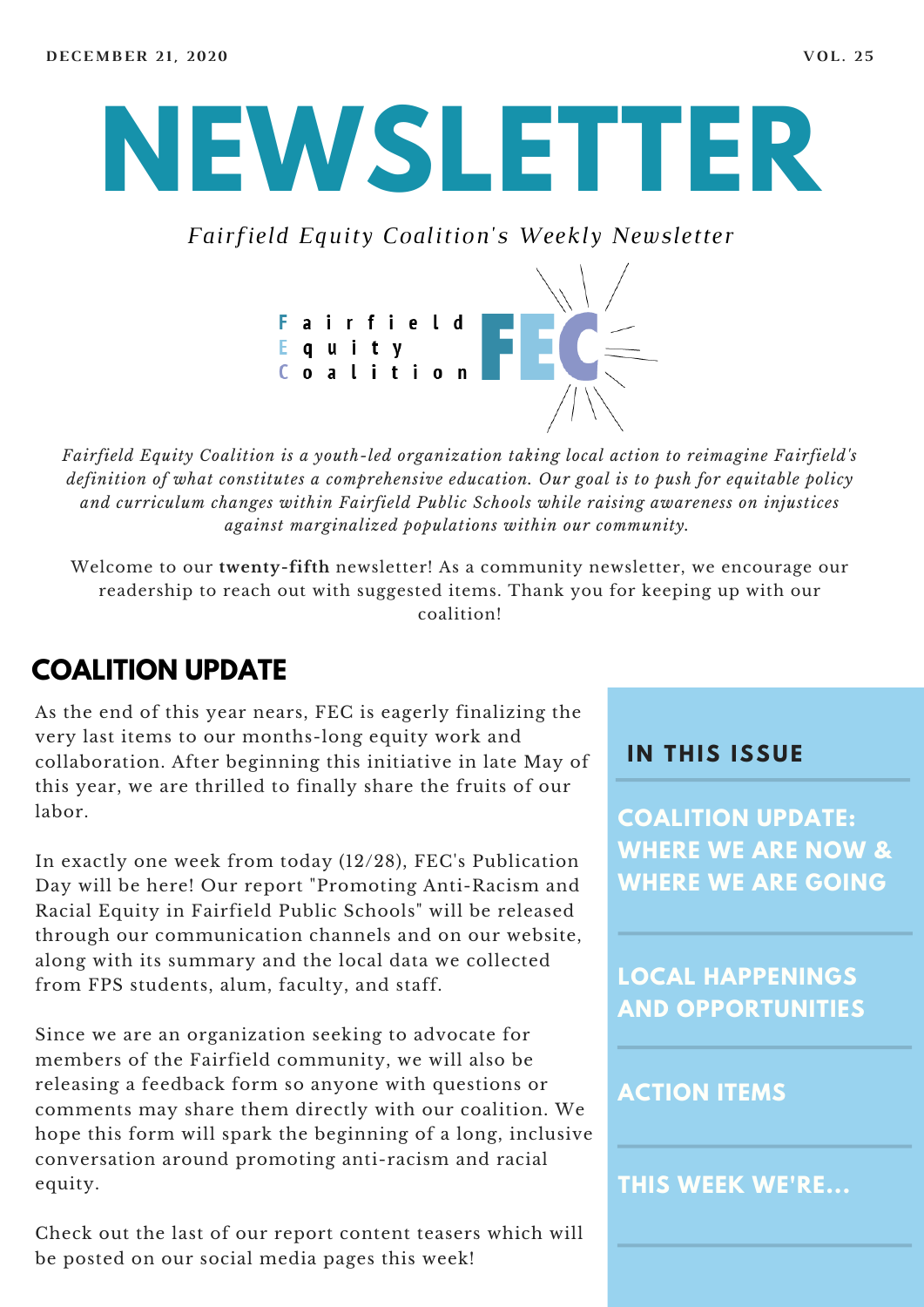DECEMBER 21, 2020

VOL. 25

# NEWSLETTER

*Fairfield Equity Coalition's Weekly Newsletter*

Fairfield
Equity
Coalition

FEC

*Fairfield Equity Coalition is a youth-led organization taking local action to reimagine Fairfield's definition of what constitutes a comprehensive education. Our goal is to push for equitable policy and curriculum changes within Fairfield Public Schools while raising awareness on injustices against marginalized populations within our community.*

Welcome to our **twenty-fifth** newsletter! As a community newsletter, we encourage our readership to reach out with suggested items. Thank you for keeping up with our coalition!

## COALITION UPDATE

As the end of this year nears, FEC is eagerly finalizing the very last items to our months-long equity work and collaboration. After beginning this initiative in late May of this year, we are thrilled to finally share the fruits of our labor.

In exactly one week from today (12/28), FEC's Publication Day will be here! Our report "Promoting Anti-Racism and Racial Equity in Fairfield Public Schools" will be released through our communication channels and on our website, along with its summary and the local data we collected from FPS students, alum, faculty, and staff.

Since we are an organization seeking to advocate for members of the Fairfield community, we will also be releasing a feedback form so anyone with questions or comments may share them directly with our coalition. We hope this form will spark the beginning of a long, inclusive conversation around promoting anti-racism and racial equity.

Check out the last of our report content teasers which will be posted on our social media pages this week!

### IN THIS ISSUE

- COALITION UPDATE: WHERE WE ARE NOW & WHERE WE ARE GOING
- LOCAL HAPPENINGS AND OPPORTUNITIES
- ACTION ITEMS
- THIS WEEK WE'RE...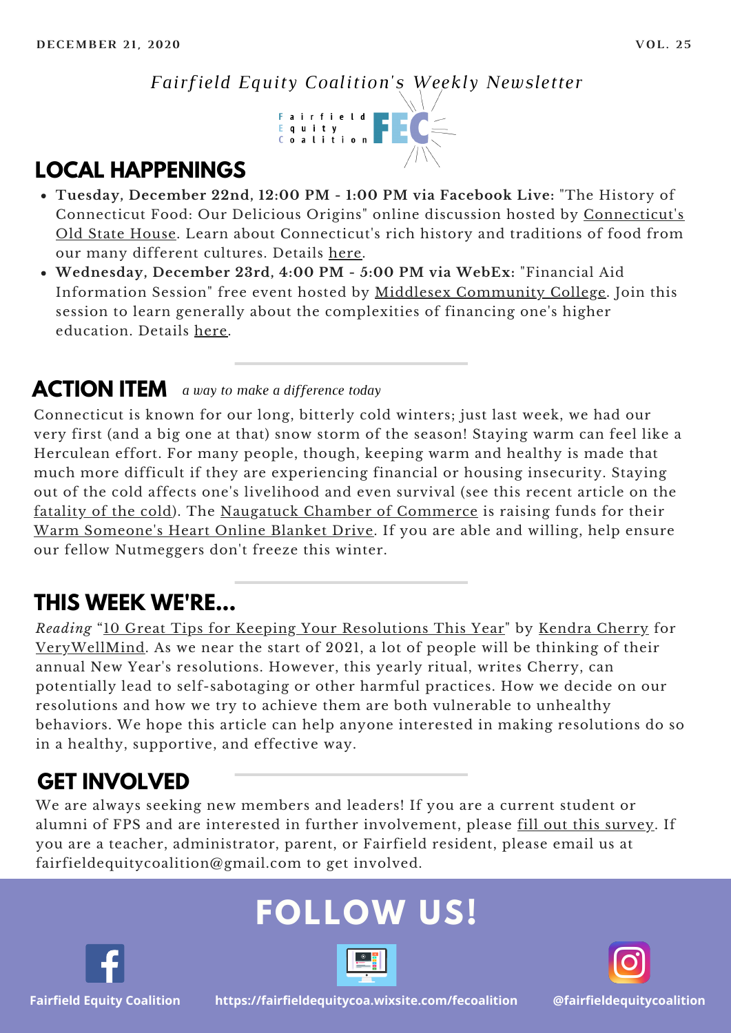DECEMBER 21, 2020 VOL. 25

*Fairfield Equity Coalition's Weekly Newsletter*

## LOCAL HAPPENINGS

- **Tuesday, December 22nd, 12:00 PM - 1:00 PM via Facebook Live:** "The History of Connecticut Food: Our Delicious Origins" online discussion hosted by Connecticut's Old State House. Learn about Connecticut's rich history and traditions of food from our many different cultures. Details here.
- **Wednesday, December 23rd, 4:00 PM - 5:00 PM via WebEx:** "Financial Aid Information Session" free event hosted by Middlesex Community College. Join this session to learn generally about the complexities of financing one's higher education. Details here.

## ACTION ITEM *a way to make a difference today*

Connecticut is known for our long, bitterly cold winters; just last week, we had our very first (and a big one at that) snow storm of the season! Staying warm can feel like a Herculean effort. For many people, though, keeping warm and healthy is made that much more difficult if they are experiencing financial or housing insecurity. Staying out of the cold affects one's livelihood and even survival (see this recent article on the fatality of the cold). The Naugatuck Chamber of Commerce is raising funds for their Warm Someone's Heart Online Blanket Drive. If you are able and willing, help ensure our fellow Nutmeggers don't freeze this winter.

## THIS WEEK WE'RE...

*Reading* "10 Great Tips for Keeping Your Resolutions This Year" by Kendra Cherry for VeryWellMind. As we near the start of 2021, a lot of people will be thinking of their annual New Year's resolutions. However, this yearly ritual, writes Cherry, can potentially lead to self-sabotaging or other harmful practices. How we decide on our resolutions and how we try to achieve them are both vulnerable to unhealthy behaviors. We hope this article can help anyone interested in making resolutions do so in a healthy, supportive, and effective way.

## GET INVOLVED

We are always seeking new members and leaders! If you are a current student or alumni of FPS and are interested in further involvement, please fill out this survey. If you are a teacher, administrator, parent, or Fairfield resident, please email us at fairfieldequitycoalition@gmail.com to get involved.

## FOLLOW US!

Fairfield Equity Coalition

https://fairfieldequitycoa.wixsite.com/fecoalition

@fairfieldequitycoalition